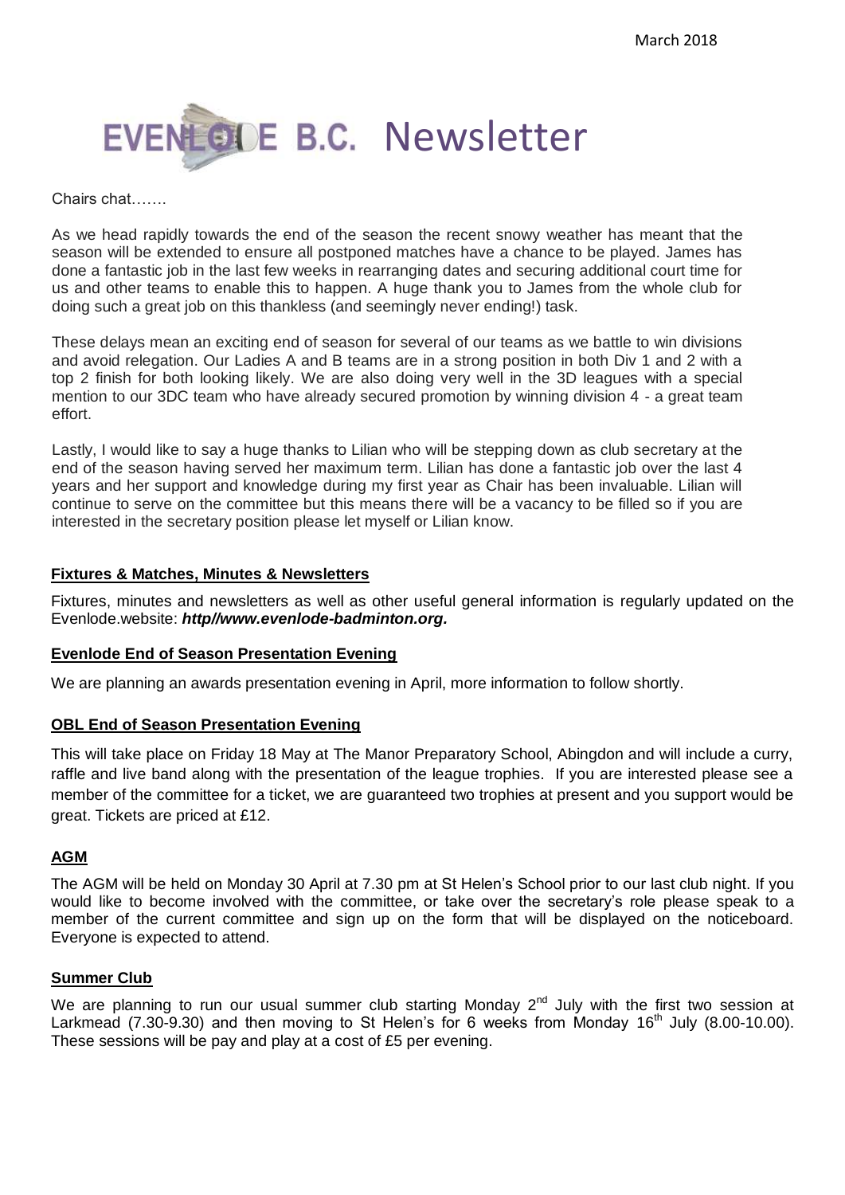March 2018

# EVENLODE B.C. Newsletter

Chairs chat…….

As we head rapidly towards the end of the season the recent snowy weather has meant that the season will be extended to ensure all postponed matches have a chance to be played. James has done a fantastic job in the last few weeks in rearranging dates and securing additional court time for us and other teams to enable this to happen. A huge thank you to James from the whole club for doing such a great job on this thankless (and seemingly never ending!) task.

These delays mean an exciting end of season for several of our teams as we battle to win divisions and avoid relegation. Our Ladies A and B teams are in a strong position in both Div 1 and 2 with a top 2 finish for both looking likely. We are also doing very well in the 3D leagues with a special mention to our 3DC team who have already secured promotion by winning division 4 - a great team effort.

Lastly, I would like to say a huge thanks to Lilian who will be stepping down as club secretary at the end of the season having served her maximum term. Lilian has done a fantastic job over the last 4 years and her support and knowledge during my first year as Chair has been invaluable. Lilian will continue to serve on the committee but this means there will be a vacancy to be filled so if you are interested in the secretary position please let myself or Lilian know.

## Fixtures & Matches, Minutes & Newsletters

Fixtures, minutes and newsletters as well as other useful general information is regularly updated on the Evenlode.website: ***http//www.evenlode-badminton.org.***

## Evenlode End of Season Presentation Evening

We are planning an awards presentation evening in April, more information to follow shortly.

## OBL End of Season Presentation Evening

This will take place on Friday 18 May at The Manor Preparatory School, Abingdon and will include a curry, raffle and live band along with the presentation of the league trophies. If you are interested please see a member of the committee for a ticket, we are guaranteed two trophies at present and you support would be great. Tickets are priced at £12.

## AGM

The AGM will be held on Monday 30 April at 7.30 pm at St Helen's School prior to our last club night. If you would like to become involved with the committee, or take over the secretary's role please speak to a member of the current committee and sign up on the form that will be displayed on the noticeboard. Everyone is expected to attend.

## Summer Club

We are planning to run our usual summer club starting Monday 2nd July with the first two session at Larkmead (7.30-9.30) and then moving to St Helen's for 6 weeks from Monday 16th July (8.00-10.00). These sessions will be pay and play at a cost of £5 per evening.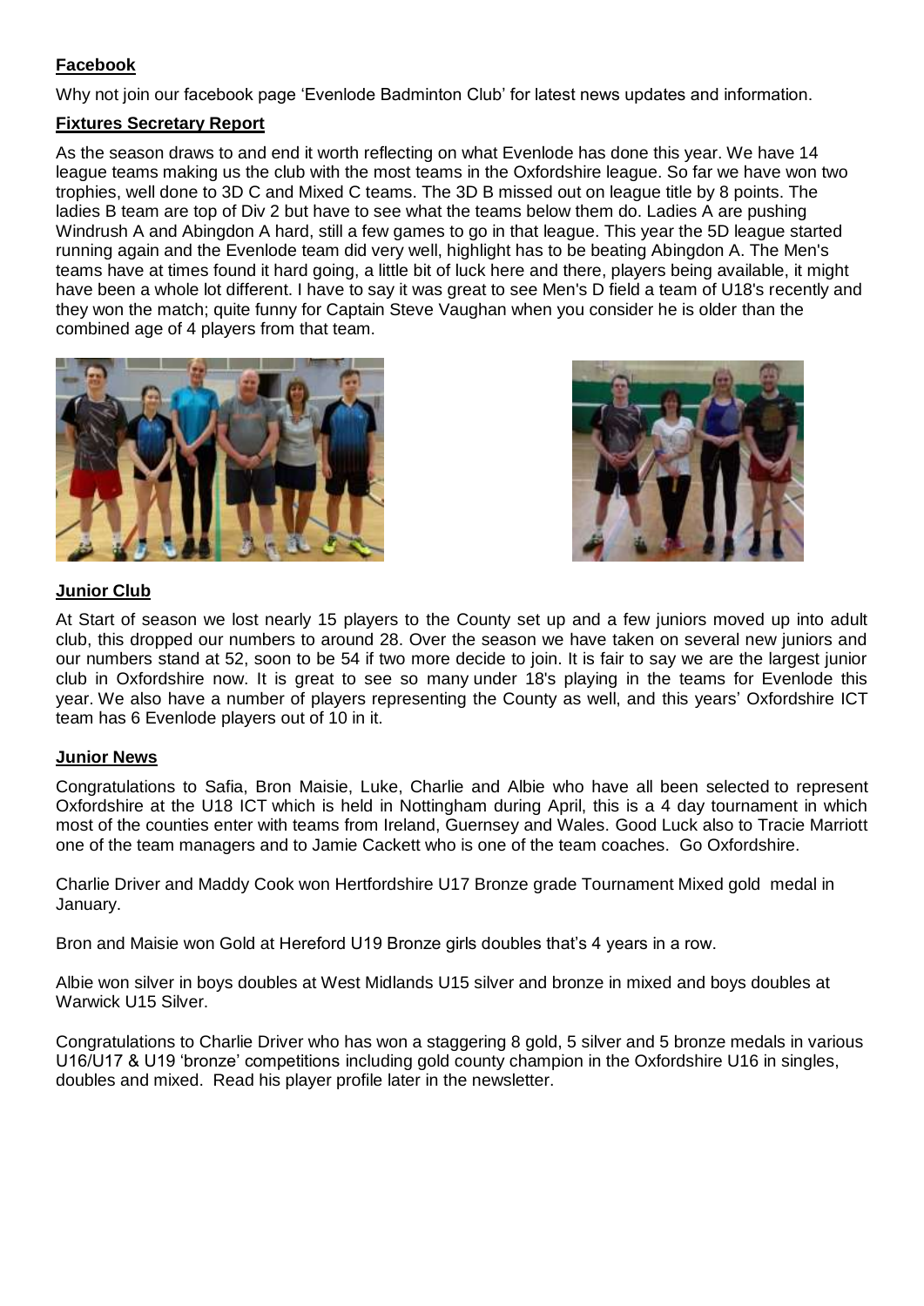**Facebook**

Why not join our facebook page 'Evenlode Badminton Club' for latest news updates and information.

**Fixtures Secretary Report**

As the season draws to and end it worth reflecting on what Evenlode has done this year. We have 14 league teams making us the club with the most teams in the Oxfordshire league. So far we have won two trophies, well done to 3D C and Mixed C teams. The 3D B missed out on league title by 8 points. The ladies B team are top of Div 2 but have to see what the teams below them do. Ladies A are pushing Windrush A and Abingdon A hard, still a few games to go in that league. This year the 5D league started running again and the Evenlode team did very well, highlight has to be beating Abingdon A. The Men's teams have at times found it hard going, a little bit of luck here and there, players being available, it might have been a whole lot different. I have to say it was great to see Men's D field a team of U18's recently and they won the match; quite funny for Captain Steve Vaughan when you consider he is older than the combined age of 4 players from that team.

**Junior Club**

At Start of season we lost nearly 15 players to the County set up and a few juniors moved up into adult club, this dropped our numbers to around 28. Over the season we have taken on several new juniors and our numbers stand at 52, soon to be 54 if two more decide to join. It is fair to say we are the largest junior club in Oxfordshire now. It is great to see so many under 18's playing in the teams for Evenlode this year. We also have a number of players representing the County as well, and this years' Oxfordshire ICT team has 6 Evenlode players out of 10 in it.

**Junior News**

Congratulations to Safia, Bron Maisie, Luke, Charlie and Albie who have all been selected to represent Oxfordshire at the U18 ICT which is held in Nottingham during April, this is a 4 day tournament in which most of the counties enter with teams from Ireland, Guernsey and Wales. Good Luck also to Tracie Marriott one of the team managers and to Jamie Cackett who is one of the team coaches. Go Oxfordshire.

Charlie Driver and Maddy Cook won Hertfordshire U17 Bronze grade Tournament Mixed gold medal in January.

Bron and Maisie won Gold at Hereford U19 Bronze girls doubles that's 4 years in a row.

Albie won silver in boys doubles at West Midlands U15 silver and bronze in mixed and boys doubles at Warwick U15 Silver.

Congratulations to Charlie Driver who has won a staggering 8 gold, 5 silver and 5 bronze medals in various U16/U17 & U19 'bronze' competitions including gold county champion in the Oxfordshire U16 in singles, doubles and mixed. Read his player profile later in the newsletter.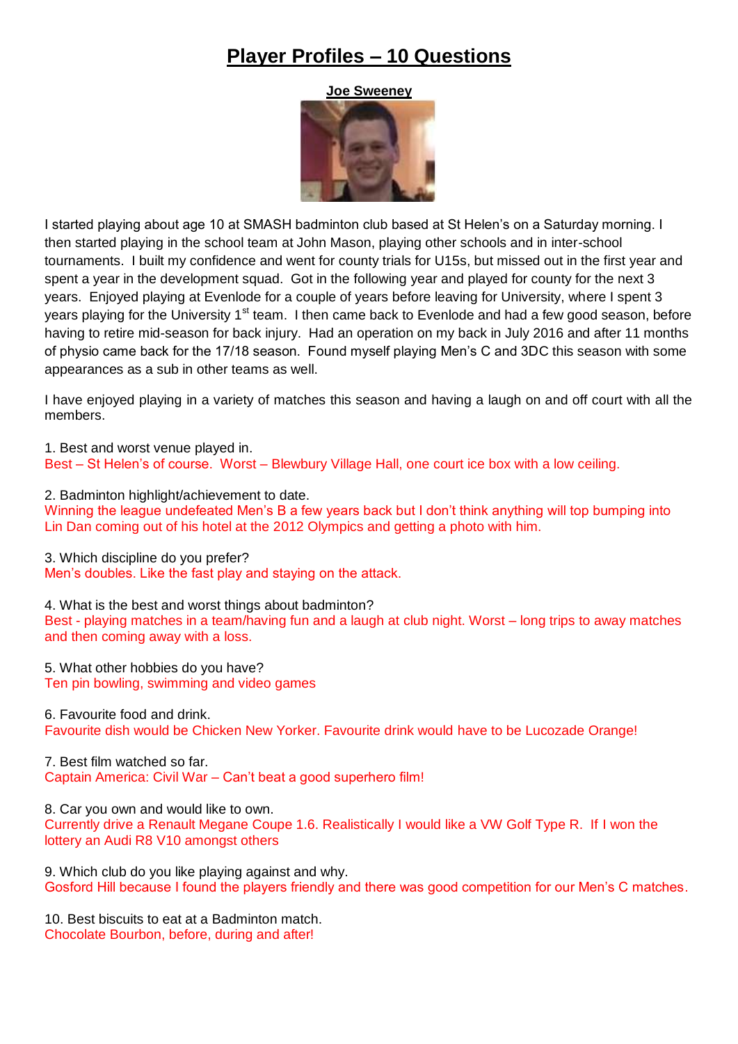# Player Profiles – 10 Questions

**Joe Sweeney**

I started playing about age 10 at SMASH badminton club based at St Helen's on a Saturday morning. I then started playing in the school team at John Mason, playing other schools and in inter-school tournaments. I built my confidence and went for county trials for U15s, but missed out in the first year and spent a year in the development squad. Got in the following year and played for county for the next 3 years. Enjoyed playing at Evenlode for a couple of years before leaving for University, where I spent 3 years playing for the University 1st team. I then came back to Evenlode and had a few good season, before having to retire mid-season for back injury. Had an operation on my back in July 2016 and after 11 months of physio came back for the 17/18 season. Found myself playing Men's C and 3DC this season with some appearances as a sub in other teams as well.

I have enjoyed playing in a variety of matches this season and having a laugh on and off court with all the members.

1. Best and worst venue played in.
Best – St Helen's of course. Worst – Blewbury Village Hall, one court ice box with a low ceiling.

2. Badminton highlight/achievement to date.
Winning the league undefeated Men's B a few years back but I don't think anything will top bumping into Lin Dan coming out of his hotel at the 2012 Olympics and getting a photo with him.

3. Which discipline do you prefer?
Men's doubles. Like the fast play and staying on the attack.

4. What is the best and worst things about badminton?
Best - playing matches in a team/having fun and a laugh at club night. Worst – long trips to away matches and then coming away with a loss.

5. What other hobbies do you have?
Ten pin bowling, swimming and video games

6. Favourite food and drink.
Favourite dish would be Chicken New Yorker. Favourite drink would have to be Lucozade Orange!

7. Best film watched so far.
Captain America: Civil War – Can't beat a good superhero film!

8. Car you own and would like to own.
Currently drive a Renault Megane Coupe 1.6. Realistically I would like a VW Golf Type R. If I won the lottery an Audi R8 V10 amongst others

9. Which club do you like playing against and why.
Gosford Hill because I found the players friendly and there was good competition for our Men's C matches.

10. Best biscuits to eat at a Badminton match.
Chocolate Bourbon, before, during and after!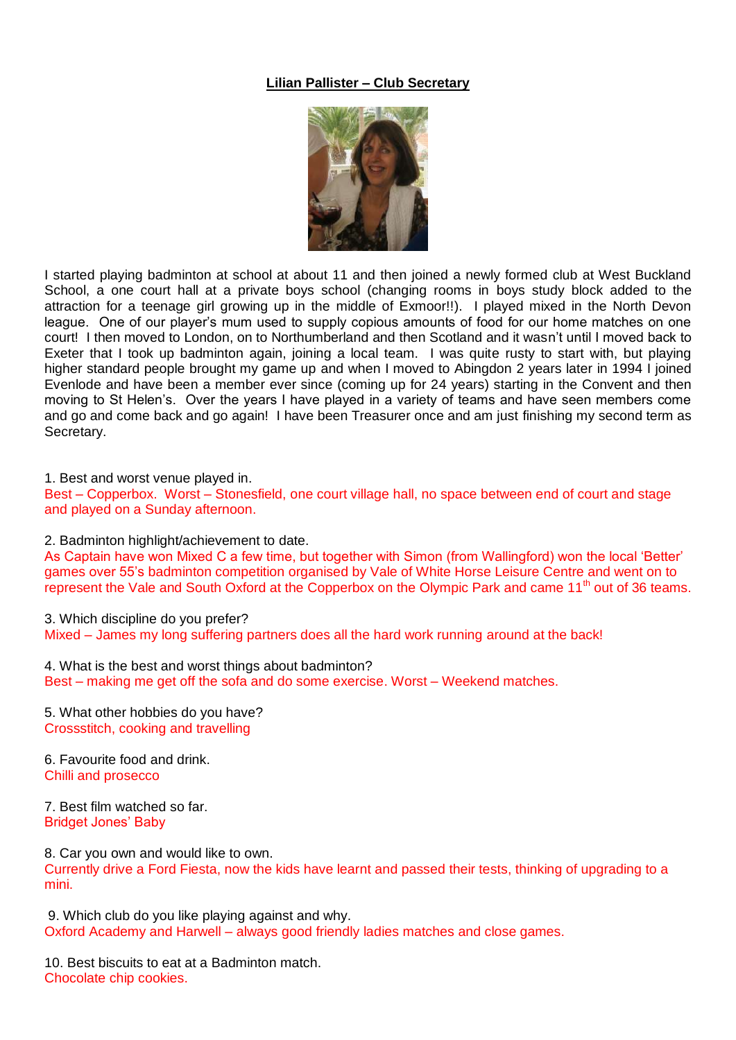**Lilian Pallister – Club Secretary**

I started playing badminton at school at about 11 and then joined a newly formed club at West Buckland School, a one court hall at a private boys school (changing rooms in boys study block added to the attraction for a teenage girl growing up in the middle of Exmoor!!). I played mixed in the North Devon league. One of our player's mum used to supply copious amounts of food for our home matches on one court! I then moved to London, on to Northumberland and then Scotland and it wasn't until I moved back to Exeter that I took up badminton again, joining a local team. I was quite rusty to start with, but playing higher standard people brought my game up and when I moved to Abingdon 2 years later in 1994 I joined Evenlode and have been a member ever since (coming up for 24 years) starting in the Convent and then moving to St Helen's. Over the years I have played in a variety of teams and have seen members come and go and come back and go again! I have been Treasurer once and am just finishing my second term as Secretary.

1. Best and worst venue played in.
Best – Copperbox. Worst – Stonesfield, one court village hall, no space between end of court and stage and played on a Sunday afternoon.

2. Badminton highlight/achievement to date.
As Captain have won Mixed C a few time, but together with Simon (from Wallingford) won the local 'Better' games over 55's badminton competition organised by Vale of White Horse Leisure Centre and went on to represent the Vale and South Oxford at the Copperbox on the Olympic Park and came 11th out of 36 teams.

3. Which discipline do you prefer?
Mixed – James my long suffering partners does all the hard work running around at the back!

4. What is the best and worst things about badminton?
Best – making me get off the sofa and do some exercise. Worst – Weekend matches.

5. What other hobbies do you have?
Crossstitch, cooking and travelling

6. Favourite food and drink.
Chilli and prosecco

7. Best film watched so far.
Bridget Jones' Baby

8. Car you own and would like to own.
Currently drive a Ford Fiesta, now the kids have learnt and passed their tests, thinking of upgrading to a mini.

9. Which club do you like playing against and why.
Oxford Academy and Harwell – always good friendly ladies matches and close games.

10. Best biscuits to eat at a Badminton match.
Chocolate chip cookies.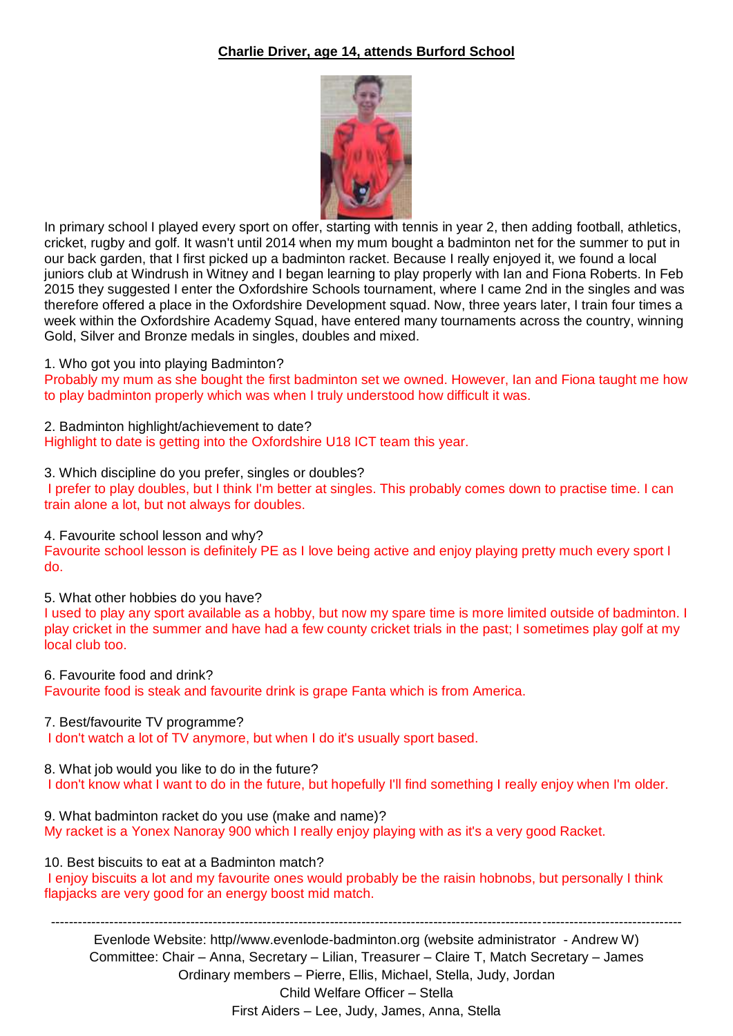**Charlie Driver, age 14, attends Burford School**

In primary school I played every sport on offer, starting with tennis in year 2, then adding football, athletics, cricket, rugby and golf. It wasn't until 2014 when my mum bought a badminton net for the summer to put in our back garden, that I first picked up a badminton racket. Because I really enjoyed it, we found a local juniors club at Windrush in Witney and I began learning to play properly with Ian and Fiona Roberts. In Feb 2015 they suggested I enter the Oxfordshire Schools tournament, where I came 2nd in the singles and was therefore offered a place in the Oxfordshire Development squad. Now, three years later, I train four times a week within the Oxfordshire Academy Squad, have entered many tournaments across the country, winning Gold, Silver and Bronze medals in singles, doubles and mixed.

1. Who got you into playing Badminton?
Probably my mum as she bought the first badminton set we owned. However, Ian and Fiona taught me how to play badminton properly which was when I truly understood how difficult it was.

2. Badminton highlight/achievement to date?
Highlight to date is getting into the Oxfordshire U18 ICT team this year.

3. Which discipline do you prefer, singles or doubles?
I prefer to play doubles, but I think I'm better at singles. This probably comes down to practise time. I can train alone a lot, but not always for doubles.

4. Favourite school lesson and why?
Favourite school lesson is definitely PE as I love being active and enjoy playing pretty much every sport I do.

5. What other hobbies do you have?
I used to play any sport available as a hobby, but now my spare time is more limited outside of badminton. I play cricket in the summer and have had a few county cricket trials in the past; I sometimes play golf at my local club too.

6. Favourite food and drink?
Favourite food is steak and favourite drink is grape Fanta which is from America.

7. Best/favourite TV programme?
I don't watch a lot of TV anymore, but when I do it's usually sport based.

8. What job would you like to do in the future?
I don't know what I want to do in the future, but hopefully I'll find something I really enjoy when I'm older.

9. What badminton racket do you use (make and name)?
My racket is a Yonex Nanoray 900 which I really enjoy playing with as it's a very good Racket.

10. Best biscuits to eat at a Badminton match?
I enjoy biscuits a lot and my favourite ones would probably be the raisin hobnobs, but personally I think flapjacks are very good for an energy boost mid match.

---

Evenlode Website: http//www.evenlode-badminton.org (website administrator - Andrew W)
Committee: Chair – Anna, Secretary – Lilian, Treasurer – Claire T, Match Secretary – James
Ordinary members – Pierre, Ellis, Michael, Stella, Judy, Jordan
Child Welfare Officer – Stella
First Aiders – Lee, Judy, James, Anna, Stella